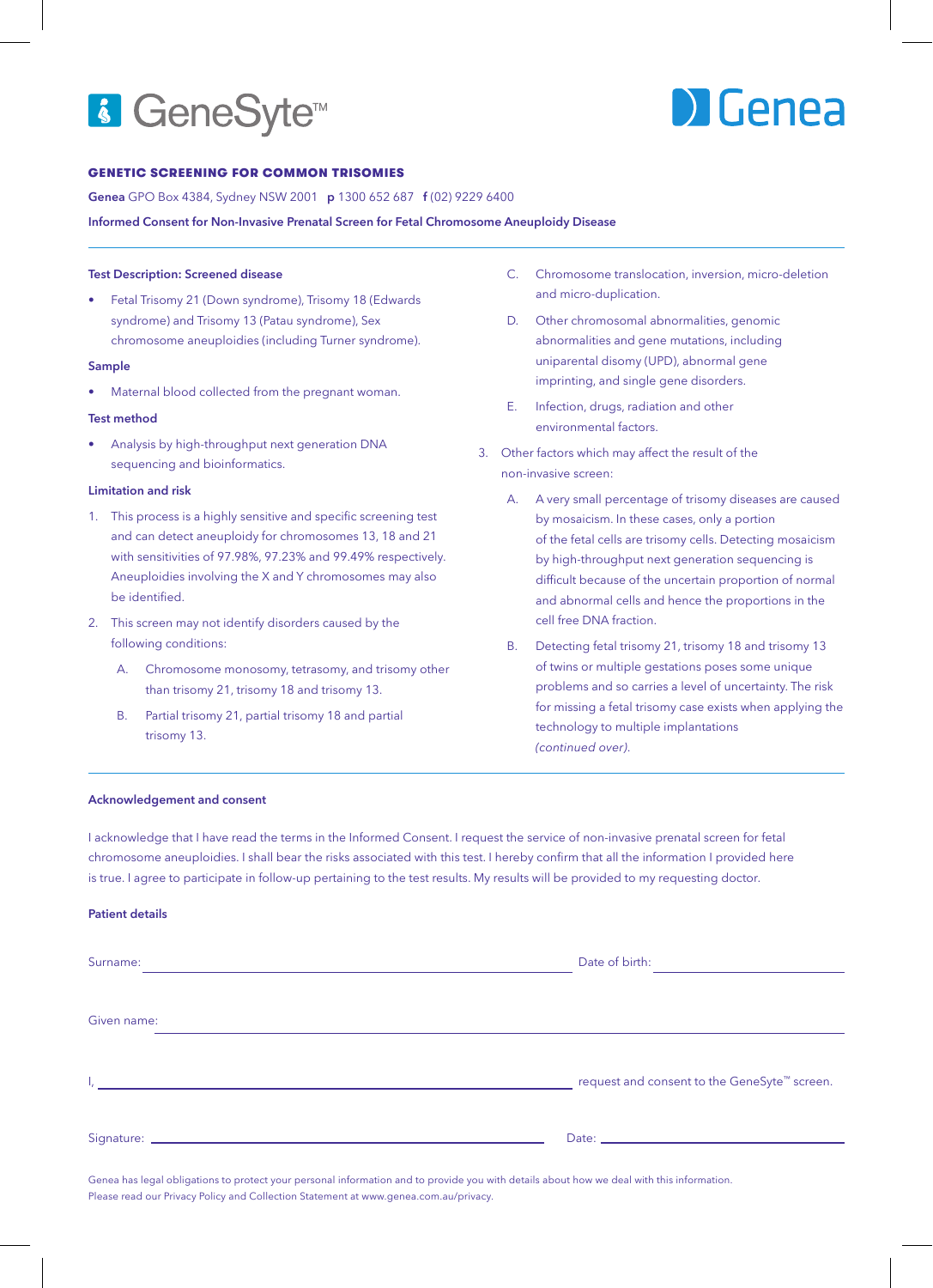# GeneSyte™ Genea

## GENETIC SCREENING FOR COMMON TRISOMIES

**Genea** GPO Box 4384, Sydney NSW 2001 **p** 1300 652 687 **f** (02) 9229 6400

**Informed Consent for Non-Invasive Prenatal Screen for Fetal Chromosome Aneuploidy Disease**

### Test Description: Screened disease

- Fetal Trisomy 21 (Down syndrome), Trisomy 18 (Edwards syndrome) and Trisomy 13 (Patau syndrome), Sex chromosome aneuploidies (including Turner syndrome).

### Sample

- Maternal blood collected from the pregnant woman.

### Test method

- Analysis by high-throughput next generation DNA sequencing and bioinformatics.

### Limitation and risk

1. This process is a highly sensitive and specific screening test and can detect aneuploidy for chromosomes 13, 18 and 21 with sensitivities of 97.98%, 97.23% and 99.49% respectively. Aneuploidies involving the X and Y chromosomes may also be identified.
2. This screen may not identify disorders caused by the following conditions:
   A. Chromosome monosomy, tetrasomy, and trisomy other than trisomy 21, trisomy 18 and trisomy 13.
   B. Partial trisomy 21, partial trisomy 18 and partial trisomy 13.
   C. Chromosome translocation, inversion, micro-deletion and micro-duplication.
   D. Other chromosomal abnormalities, genomic abnormalities and gene mutations, including uniparental disomy (UPD), abnormal gene imprinting, and single gene disorders.
   E. Infection, drugs, radiation and other environmental factors.
3. Other factors which may affect the result of the non-invasive screen:
   A. A very small percentage of trisomy diseases are caused by mosaicism. In these cases, only a portion of the fetal cells are trisomy cells. Detecting mosaicism by high-throughput next generation sequencing is difficult because of the uncertain proportion of normal and abnormal cells and hence the proportions in the cell free DNA fraction.
   B. Detecting fetal trisomy 21, trisomy 18 and trisomy 13 of twins or multiple gestations poses some unique problems and so carries a level of uncertainty. The risk for missing a fetal trisomy case exists when applying the technology to multiple implantations *(continued over).*

### Acknowledgement and consent

I acknowledge that I have read the terms in the Informed Consent. I request the service of non-invasive prenatal screen for fetal chromosome aneuploidies. I shall bear the risks associated with this test. I hereby confirm that all the information I provided here is true. I agree to participate in follow-up pertaining to the test results. My results will be provided to my requesting doctor.

### Patient details

Surname: ______________________________ Date of birth: ______________

Given name: ______________________________

I, ______________________________ request and consent to the GeneSyte™ screen.

Signature: ______________________________ Date: ______________

Genea has legal obligations to protect your personal information and to provide you with details about how we deal with this information. Please read our Privacy Policy and Collection Statement at www.genea.com.au/privacy.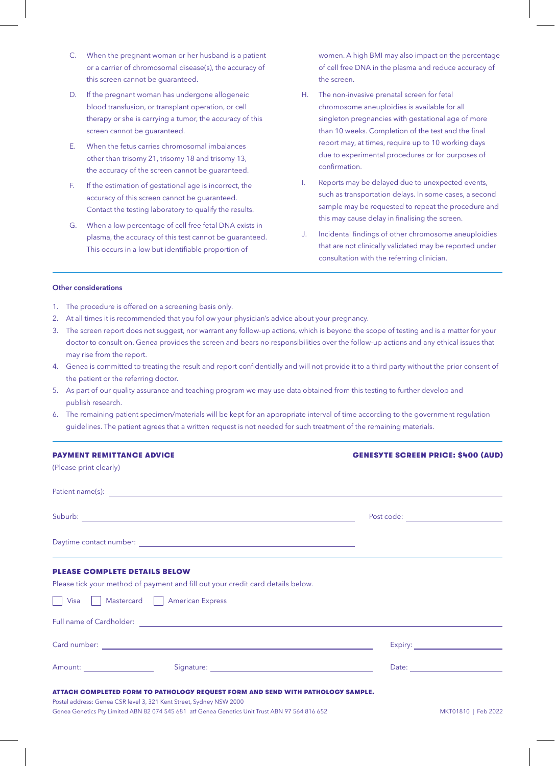C. When the pregnant woman or her husband is a patient or a carrier of chromosomal disease(s), the accuracy of this screen cannot be guaranteed.

D. If the pregnant woman has undergone allogeneic blood transfusion, or transplant operation, or cell therapy or she is carrying a tumor, the accuracy of this screen cannot be guaranteed.

E. When the fetus carries chromosomal imbalances other than trisomy 21, trisomy 18 and trisomy 13, the accuracy of the screen cannot be guaranteed.

F. If the estimation of gestational age is incorrect, the accuracy of this screen cannot be guaranteed. Contact the testing laboratory to qualify the results.

G. When a low percentage of cell free fetal DNA exists in plasma, the accuracy of this test cannot be guaranteed. This occurs in a low but identifiable proportion of women. A high BMI may also impact on the percentage of cell free DNA in the plasma and reduce accuracy of the screen.

H. The non-invasive prenatal screen for fetal chromosome aneuploidies is available for all singleton pregnancies with gestational age of more than 10 weeks. Completion of the test and the final report may, at times, require up to 10 working days due to experimental procedures or for purposes of confirmation.

I. Reports may be delayed due to unexpected events, such as transportation delays. In some cases, a second sample may be requested to repeat the procedure and this may cause delay in finalising the screen.

J. Incidental findings of other chromosome aneuploidies that are not clinically validated may be reported under consultation with the referring clinician.

**Other considerations**

1. The procedure is offered on a screening basis only.
2. At all times it is recommended that you follow your physician's advice about your pregnancy.
3. The screen report does not suggest, nor warrant any follow-up actions, which is beyond the scope of testing and is a matter for your doctor to consult on. Genea provides the screen and bears no responsibilities over the follow-up actions and any ethical issues that may rise from the report.
4. Genea is committed to treating the result and report confidentially and will not provide it to a third party without the prior consent of the patient or the referring doctor.
5. As part of our quality assurance and teaching program we may use data obtained from this testing to further develop and publish research.
6. The remaining patient specimen/materials will be kept for an appropriate interval of time according to the government regulation guidelines. The patient agrees that a written request is not needed for such treatment of the remaining materials.

**PAYMENT REMITTANCE ADVICE** **GENESYTE SCREEN PRICE: $400 (AUD)**

(Please print clearly)

Patient name(s): ____________________

Suburb: ____________________ Post code: ____________________

Daytime contact number: ____________________

**PLEASE COMPLETE DETAILS BELOW**

Please tick your method of payment and fill out your credit card details below.

☐ Visa ☐ Mastercard ☐ American Express

Full name of Cardholder: ____________________

Card number: ____________________ Expiry: ____________________

Amount: ____________________ Signature: ____________________ Date: ____________________

**ATTACH COMPLETED FORM TO PATHOLOGY REQUEST FORM AND SEND WITH PATHOLOGY SAMPLE.**

Postal address: Genea CSR level 3, 321 Kent Street, Sydney NSW 2000

Genea Genetics Pty Limited ABN 82 074 545 681 atf Genea Genetics Unit Trust ABN 97 564 816 652

MKT01810 | Feb 2022